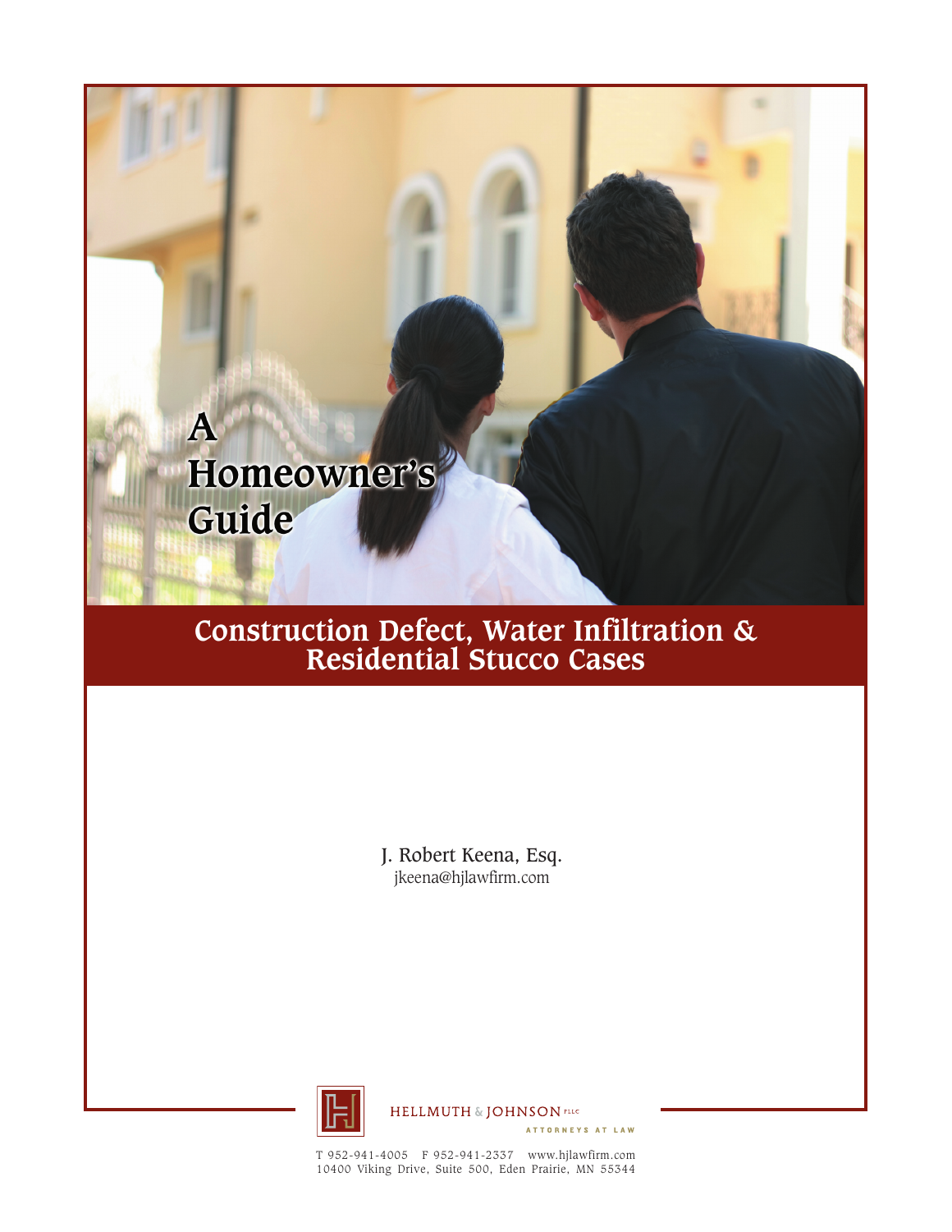# A Homeowner's Guide

## Construction Defect, Water Infiltration & Residential Stucco Cases

J. Robert Keena, Esq.
jkeena@hjlawfirm.com

HELLMUTH & JOHNSON PLLC
ATTORNEYS AT LAW

T 952-941-4005 F 952-941-2337 www.hjlawfirm.com
10400 Viking Drive, Suite 500, Eden Prairie, MN 55344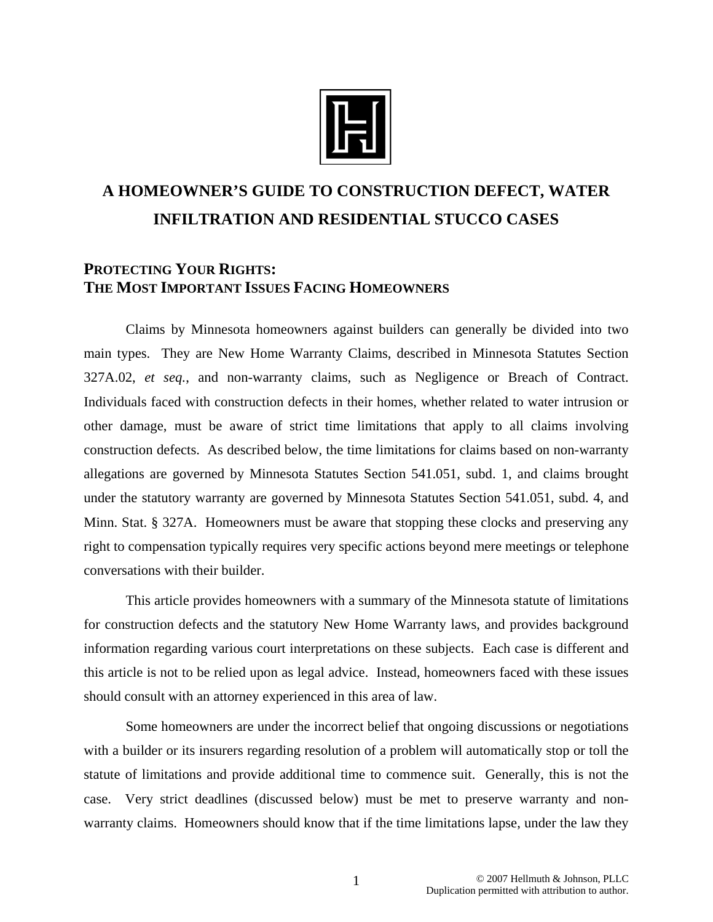# A HOMEOWNER'S GUIDE TO CONSTRUCTION DEFECT, WATER INFILTRATION AND RESIDENTIAL STUCCO CASES

## PROTECTING YOUR RIGHTS: THE MOST IMPORTANT ISSUES FACING HOMEOWNERS

Claims by Minnesota homeowners against builders can generally be divided into two main types. They are New Home Warranty Claims, described in Minnesota Statutes Section 327A.02, *et seq.*, and non-warranty claims, such as Negligence or Breach of Contract. Individuals faced with construction defects in their homes, whether related to water intrusion or other damage, must be aware of strict time limitations that apply to all claims involving construction defects. As described below, the time limitations for claims based on non-warranty allegations are governed by Minnesota Statutes Section 541.051, subd. 1, and claims brought under the statutory warranty are governed by Minnesota Statutes Section 541.051, subd. 4, and Minn. Stat. § 327A. Homeowners must be aware that stopping these clocks and preserving any right to compensation typically requires very specific actions beyond mere meetings or telephone conversations with their builder.

This article provides homeowners with a summary of the Minnesota statute of limitations for construction defects and the statutory New Home Warranty laws, and provides background information regarding various court interpretations on these subjects. Each case is different and this article is not to be relied upon as legal advice. Instead, homeowners faced with these issues should consult with an attorney experienced in this area of law.

Some homeowners are under the incorrect belief that ongoing discussions or negotiations with a builder or its insurers regarding resolution of a problem will automatically stop or toll the statute of limitations and provide additional time to commence suit. Generally, this is not the case. Very strict deadlines (discussed below) must be met to preserve warranty and non-warranty claims. Homeowners should know that if the time limitations lapse, under the law they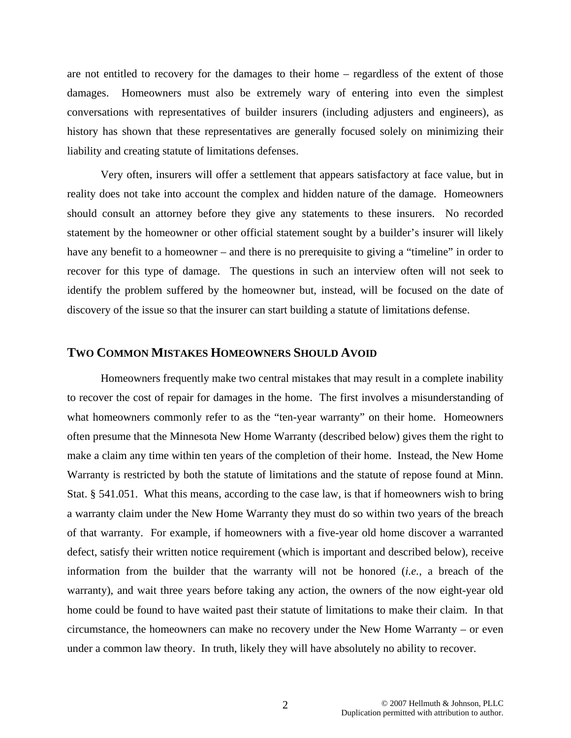are not entitled to recovery for the damages to their home – regardless of the extent of those damages. Homeowners must also be extremely wary of entering into even the simplest conversations with representatives of builder insurers (including adjusters and engineers), as history has shown that these representatives are generally focused solely on minimizing their liability and creating statute of limitations defenses.

Very often, insurers will offer a settlement that appears satisfactory at face value, but in reality does not take into account the complex and hidden nature of the damage. Homeowners should consult an attorney before they give any statements to these insurers. No recorded statement by the homeowner or other official statement sought by a builder's insurer will likely have any benefit to a homeowner – and there is no prerequisite to giving a "timeline" in order to recover for this type of damage. The questions in such an interview often will not seek to identify the problem suffered by the homeowner but, instead, will be focused on the date of discovery of the issue so that the insurer can start building a statute of limitations defense.

## TWO COMMON MISTAKES HOMEOWNERS SHOULD AVOID

Homeowners frequently make two central mistakes that may result in a complete inability to recover the cost of repair for damages in the home. The first involves a misunderstanding of what homeowners commonly refer to as the "ten-year warranty" on their home. Homeowners often presume that the Minnesota New Home Warranty (described below) gives them the right to make a claim any time within ten years of the completion of their home. Instead, the New Home Warranty is restricted by both the statute of limitations and the statute of repose found at Minn. Stat. § 541.051. What this means, according to the case law, is that if homeowners wish to bring a warranty claim under the New Home Warranty they must do so within two years of the breach of that warranty. For example, if homeowners with a five-year old home discover a warranted defect, satisfy their written notice requirement (which is important and described below), receive information from the builder that the warranty will not be honored (*i.e.*, a breach of the warranty), and wait three years before taking any action, the owners of the now eight-year old home could be found to have waited past their statute of limitations to make their claim. In that circumstance, the homeowners can make no recovery under the New Home Warranty – or even under a common law theory. In truth, likely they will have absolutely no ability to recover.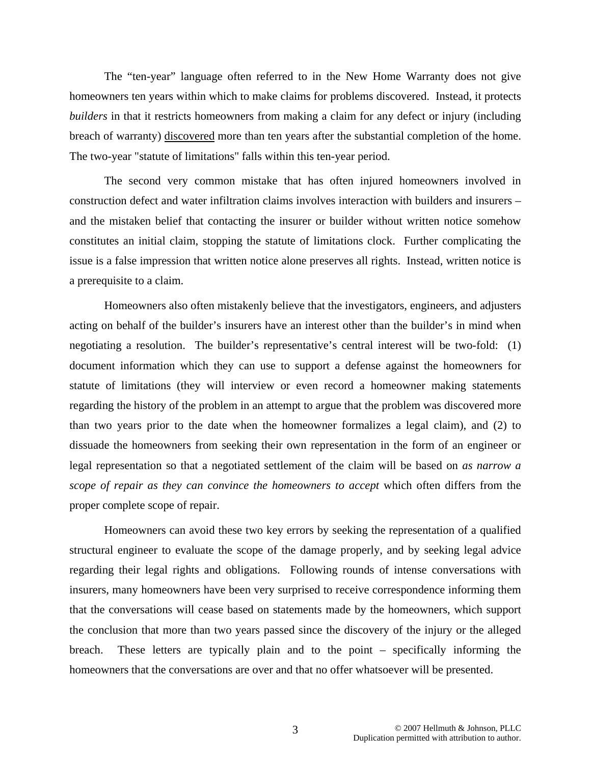The "ten-year" language often referred to in the New Home Warranty does not give homeowners ten years within which to make claims for problems discovered. Instead, it protects *builders* in that it restricts homeowners from making a claim for any defect or injury (including breach of warranty) discovered more than ten years after the substantial completion of the home. The two-year "statute of limitations" falls within this ten-year period.

The second very common mistake that has often injured homeowners involved in construction defect and water infiltration claims involves interaction with builders and insurers – and the mistaken belief that contacting the insurer or builder without written notice somehow constitutes an initial claim, stopping the statute of limitations clock. Further complicating the issue is a false impression that written notice alone preserves all rights. Instead, written notice is a prerequisite to a claim.

Homeowners also often mistakenly believe that the investigators, engineers, and adjusters acting on behalf of the builder's insurers have an interest other than the builder's in mind when negotiating a resolution. The builder's representative's central interest will be two-fold: (1) document information which they can use to support a defense against the homeowners for statute of limitations (they will interview or even record a homeowner making statements regarding the history of the problem in an attempt to argue that the problem was discovered more than two years prior to the date when the homeowner formalizes a legal claim), and (2) to dissuade the homeowners from seeking their own representation in the form of an engineer or legal representation so that a negotiated settlement of the claim will be based on *as narrow a scope of repair as they can convince the homeowners to accept* which often differs from the proper complete scope of repair.

Homeowners can avoid these two key errors by seeking the representation of a qualified structural engineer to evaluate the scope of the damage properly, and by seeking legal advice regarding their legal rights and obligations. Following rounds of intense conversations with insurers, many homeowners have been very surprised to receive correspondence informing them that the conversations will cease based on statements made by the homeowners, which support the conclusion that more than two years passed since the discovery of the injury or the alleged breach. These letters are typically plain and to the point – specifically informing the homeowners that the conversations are over and that no offer whatsoever will be presented.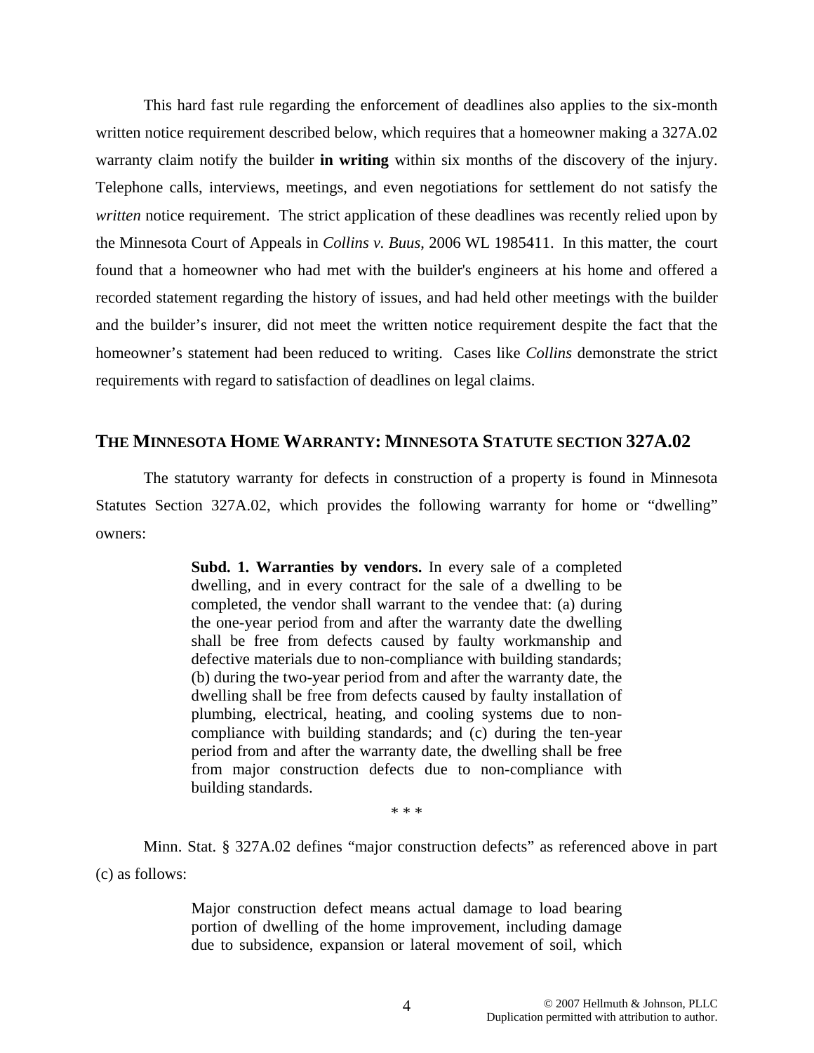This hard fast rule regarding the enforcement of deadlines also applies to the six-month written notice requirement described below, which requires that a homeowner making a 327A.02 warranty claim notify the builder **in writing** within six months of the discovery of the injury. Telephone calls, interviews, meetings, and even negotiations for settlement do not satisfy the *written* notice requirement. The strict application of these deadlines was recently relied upon by the Minnesota Court of Appeals in *Collins v. Buus*, 2006 WL 1985411. In this matter, the court found that a homeowner who had met with the builder's engineers at his home and offered a recorded statement regarding the history of issues, and had held other meetings with the builder and the builder's insurer, did not meet the written notice requirement despite the fact that the homeowner's statement had been reduced to writing. Cases like *Collins* demonstrate the strict requirements with regard to satisfaction of deadlines on legal claims.

## THE MINNESOTA HOME WARRANTY: MINNESOTA STATUTE SECTION 327A.02

The statutory warranty for defects in construction of a property is found in Minnesota Statutes Section 327A.02, which provides the following warranty for home or "dwelling" owners:

> **Subd. 1. Warranties by vendors.** In every sale of a completed dwelling, and in every contract for the sale of a dwelling to be completed, the vendor shall warrant to the vendee that: (a) during the one-year period from and after the warranty date the dwelling shall be free from defects caused by faulty workmanship and defective materials due to non-compliance with building standards; (b) during the two-year period from and after the warranty date, the dwelling shall be free from defects caused by faulty installation of plumbing, electrical, heating, and cooling systems due to non-compliance with building standards; and (c) during the ten-year period from and after the warranty date, the dwelling shall be free from major construction defects due to non-compliance with building standards.
>
> * * *

Minn. Stat. § 327A.02 defines "major construction defects" as referenced above in part (c) as follows:

> Major construction defect means actual damage to load bearing portion of dwelling of the home improvement, including damage due to subsidence, expansion or lateral movement of soil, which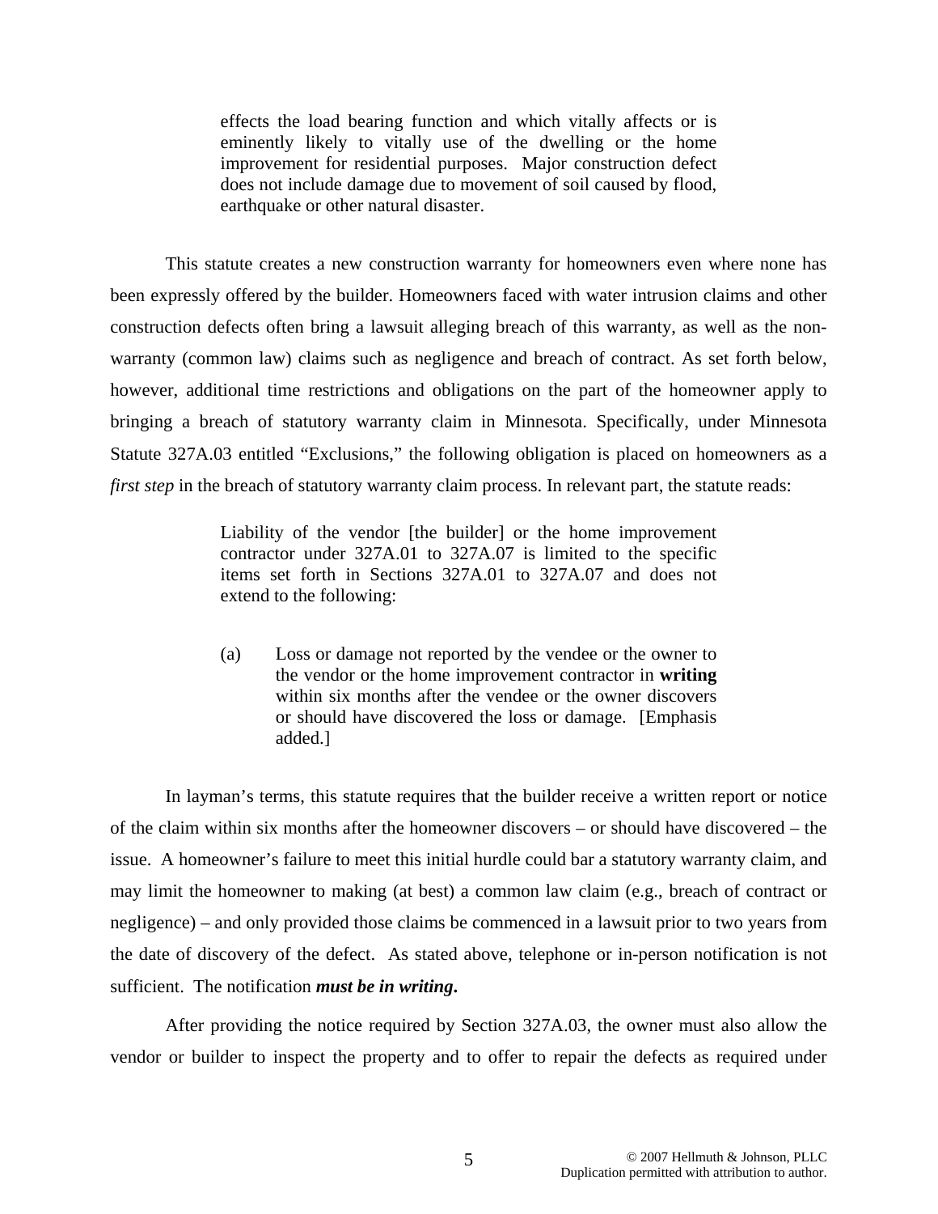> effects the load bearing function and which vitally affects or is eminently likely to vitally use of the dwelling or the home improvement for residential purposes. Major construction defect does not include damage due to movement of soil caused by flood, earthquake or other natural disaster.

This statute creates a new construction warranty for homeowners even where none has been expressly offered by the builder. Homeowners faced with water intrusion claims and other construction defects often bring a lawsuit alleging breach of this warranty, as well as the non-warranty (common law) claims such as negligence and breach of contract. As set forth below, however, additional time restrictions and obligations on the part of the homeowner apply to bringing a breach of statutory warranty claim in Minnesota. Specifically, under Minnesota Statute 327A.03 entitled "Exclusions," the following obligation is placed on homeowners as a *first step* in the breach of statutory warranty claim process. In relevant part, the statute reads:

> Liability of the vendor [the builder] or the home improvement contractor under 327A.01 to 327A.07 is limited to the specific items set forth in Sections 327A.01 to 327A.07 and does not extend to the following:
>
> (a) Loss or damage not reported by the vendee or the owner to the vendor or the home improvement contractor in **writing** within six months after the vendee or the owner discovers or should have discovered the loss or damage. [Emphasis added.]

In layman's terms, this statute requires that the builder receive a written report or notice of the claim within six months after the homeowner discovers – or should have discovered – the issue. A homeowner's failure to meet this initial hurdle could bar a statutory warranty claim, and may limit the homeowner to making (at best) a common law claim (e.g., breach of contract or negligence) – and only provided those claims be commenced in a lawsuit prior to two years from the date of discovery of the defect. As stated above, telephone or in-person notification is not sufficient. The notification ***must be in writing.***

After providing the notice required by Section 327A.03, the owner must also allow the vendor or builder to inspect the property and to offer to repair the defects as required under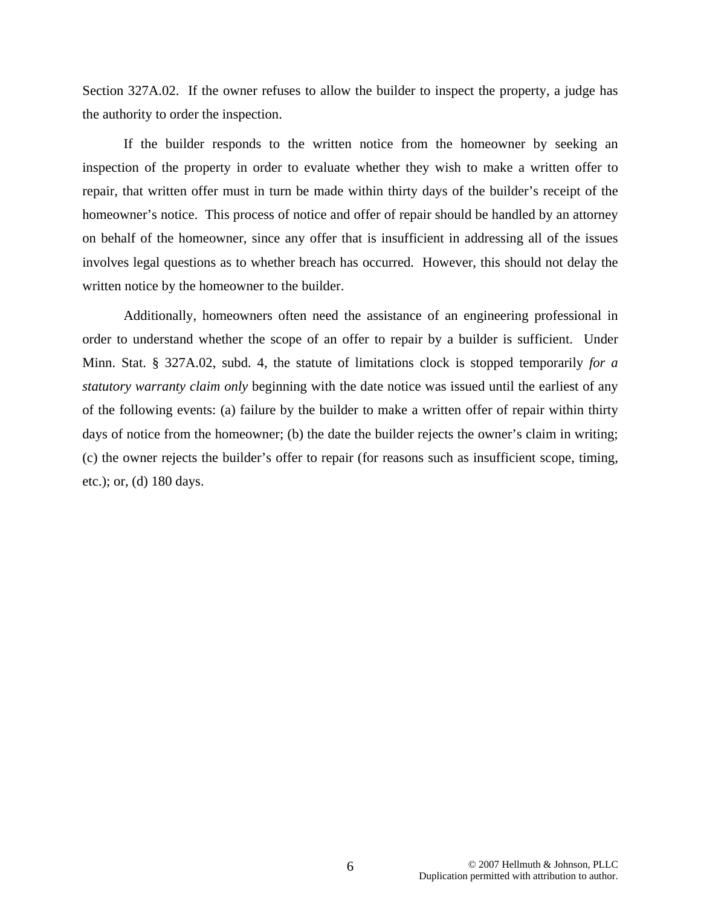Section 327A.02. If the owner refuses to allow the builder to inspect the property, a judge has the authority to order the inspection.

If the builder responds to the written notice from the homeowner by seeking an inspection of the property in order to evaluate whether they wish to make a written offer to repair, that written offer must in turn be made within thirty days of the builder's receipt of the homeowner's notice. This process of notice and offer of repair should be handled by an attorney on behalf of the homeowner, since any offer that is insufficient in addressing all of the issues involves legal questions as to whether breach has occurred. However, this should not delay the written notice by the homeowner to the builder.

Additionally, homeowners often need the assistance of an engineering professional in order to understand whether the scope of an offer to repair by a builder is sufficient. Under Minn. Stat. § 327A.02, subd. 4, the statute of limitations clock is stopped temporarily *for a statutory warranty claim only* beginning with the date notice was issued until the earliest of any of the following events: (a) failure by the builder to make a written offer of repair within thirty days of notice from the homeowner; (b) the date the builder rejects the owner's claim in writing; (c) the owner rejects the builder's offer to repair (for reasons such as insufficient scope, timing, etc.); or, (d) 180 days.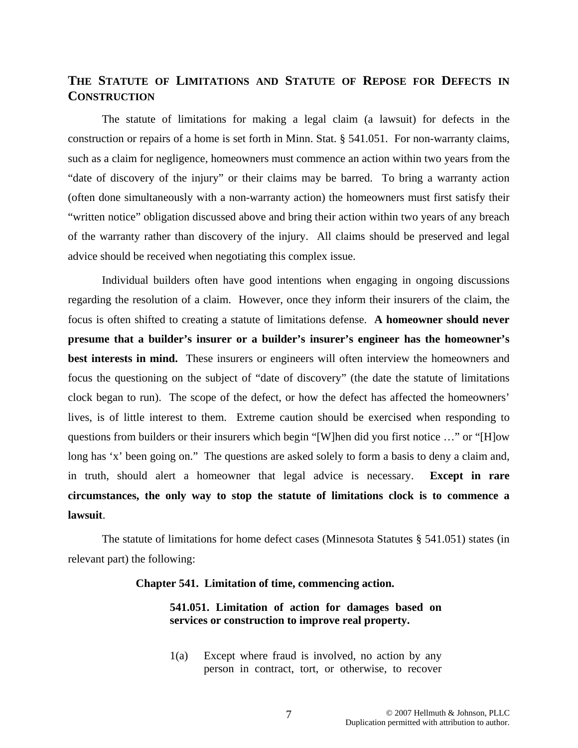## THE STATUTE OF LIMITATIONS AND STATUTE OF REPOSE FOR DEFECTS IN CONSTRUCTION

The statute of limitations for making a legal claim (a lawsuit) for defects in the construction or repairs of a home is set forth in Minn. Stat. § 541.051. For non-warranty claims, such as a claim for negligence, homeowners must commence an action within two years from the "date of discovery of the injury" or their claims may be barred. To bring a warranty action (often done simultaneously with a non-warranty action) the homeowners must first satisfy their "written notice" obligation discussed above and bring their action within two years of any breach of the warranty rather than discovery of the injury. All claims should be preserved and legal advice should be received when negotiating this complex issue.

Individual builders often have good intentions when engaging in ongoing discussions regarding the resolution of a claim. However, once they inform their insurers of the claim, the focus is often shifted to creating a statute of limitations defense. **A homeowner should never presume that a builder's insurer or a builder's insurer's engineer has the homeowner's best interests in mind.** These insurers or engineers will often interview the homeowners and focus the questioning on the subject of "date of discovery" (the date the statute of limitations clock began to run). The scope of the defect, or how the defect has affected the homeowners' lives, is of little interest to them. Extreme caution should be exercised when responding to questions from builders or their insurers which begin "[W]hen did you first notice …" or "[H]ow long has 'x' been going on." The questions are asked solely to form a basis to deny a claim and, in truth, should alert a homeowner that legal advice is necessary. **Except in rare circumstances, the only way to stop the statute of limitations clock is to commence a lawsuit**.

The statute of limitations for home defect cases (Minnesota Statutes § 541.051) states (in relevant part) the following:

**Chapter 541. Limitation of time, commencing action.**

> **541.051. Limitation of action for damages based on services or construction to improve real property.**
>
> 1(a) Except where fraud is involved, no action by any person in contract, tort, or otherwise, to recover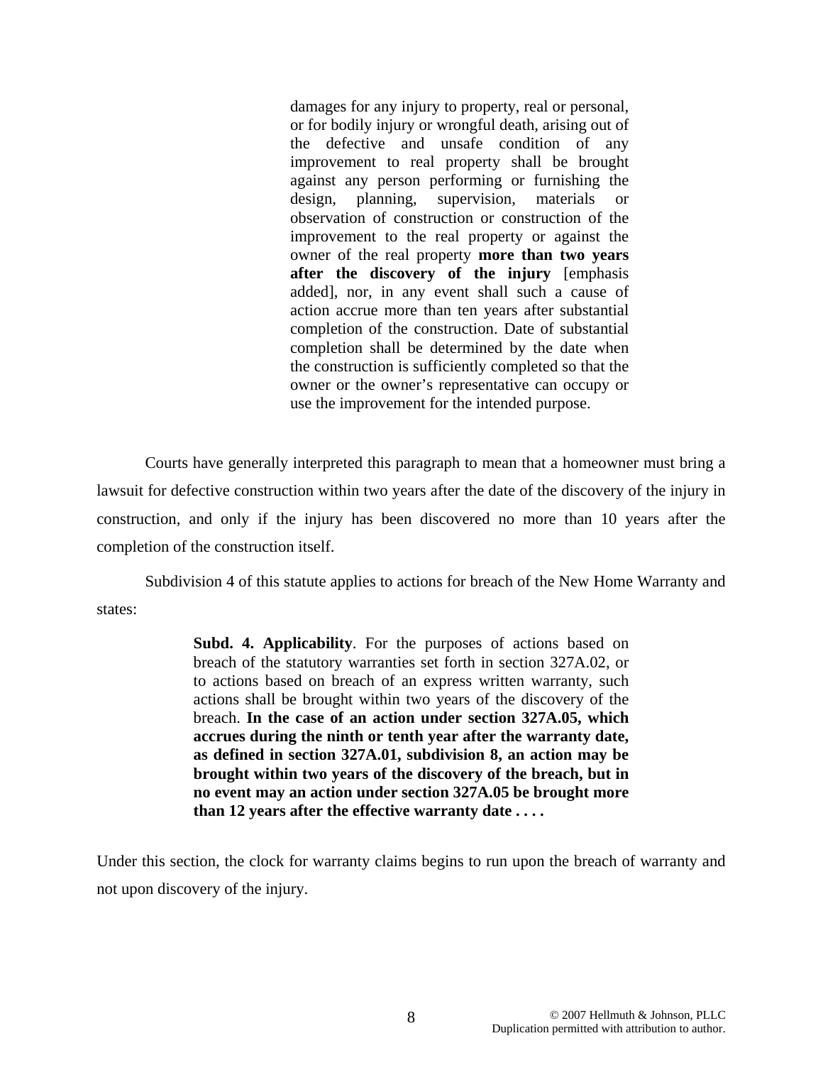> damages for any injury to property, real or personal, or for bodily injury or wrongful death, arising out of the defective and unsafe condition of any improvement to real property shall be brought against any person performing or furnishing the design, planning, supervision, materials or observation of construction or construction of the improvement to the real property or against the owner of the real property **more than two years after the discovery of the injury** [emphasis added], nor, in any event shall such a cause of action accrue more than ten years after substantial completion of the construction. Date of substantial completion shall be determined by the date when the construction is sufficiently completed so that the owner or the owner's representative can occupy or use the improvement for the intended purpose.

Courts have generally interpreted this paragraph to mean that a homeowner must bring a lawsuit for defective construction within two years after the date of the discovery of the injury in construction, and only if the injury has been discovered no more than 10 years after the completion of the construction itself.

Subdivision 4 of this statute applies to actions for breach of the New Home Warranty and states:

> **Subd. 4. Applicability**. For the purposes of actions based on breach of the statutory warranties set forth in section 327A.02, or to actions based on breach of an express written warranty, such actions shall be brought within two years of the discovery of the breach. **In the case of an action under section 327A.05, which accrues during the ninth or tenth year after the warranty date, as defined in section 327A.01, subdivision 8, an action may be brought within two years of the discovery of the breach, but in no event may an action under section 327A.05 be brought more than 12 years after the effective warranty date . . . .**

Under this section, the clock for warranty claims begins to run upon the breach of warranty and not upon discovery of the injury.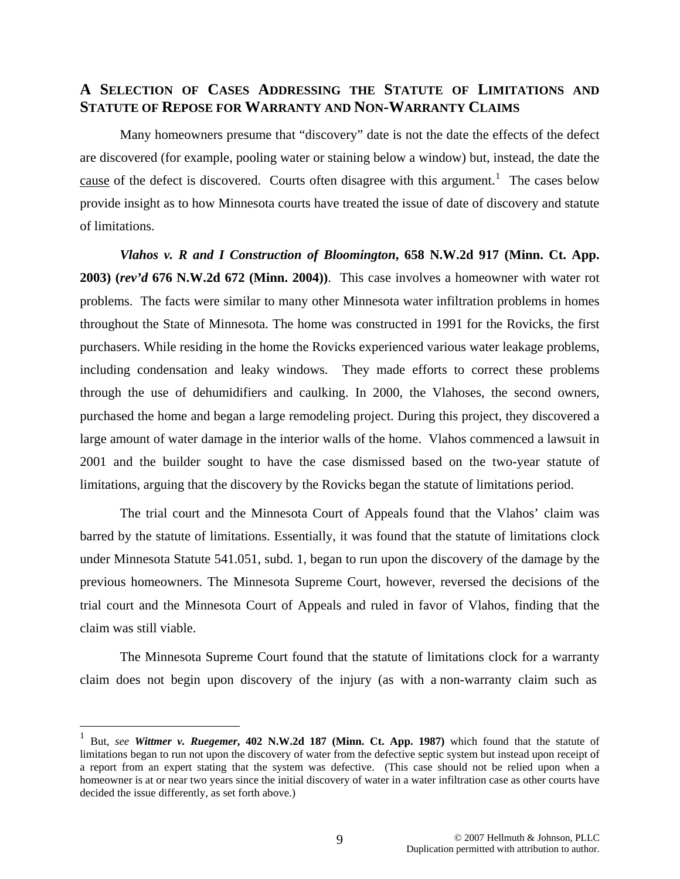## A Selection of Cases Addressing the Statute of Limitations and Statute of Repose for Warranty and Non-Warranty Claims

Many homeowners presume that "discovery" date is not the date the effects of the defect are discovered (for example, pooling water or staining below a window) but, instead, the date the <u>cause</u> of the defect is discovered. Courts often disagree with this argument.[1] The cases below provide insight as to how Minnesota courts have treated the issue of date of discovery and statute of limitations.

***Vlahos v. R and I Construction of Bloomington*, 658 N.W.2d 917 (Minn. Ct. App. 2003) (*rev'd* 676 N.W.2d 672 (Minn. 2004))**. This case involves a homeowner with water rot problems. The facts were similar to many other Minnesota water infiltration problems in homes throughout the State of Minnesota. The home was constructed in 1991 for the Rovicks, the first purchasers. While residing in the home the Rovicks experienced various water leakage problems, including condensation and leaky windows. They made efforts to correct these problems through the use of dehumidifiers and caulking. In 2000, the Vlahoses, the second owners, purchased the home and began a large remodeling project. During this project, they discovered a large amount of water damage in the interior walls of the home. Vlahos commenced a lawsuit in 2001 and the builder sought to have the case dismissed based on the two-year statute of limitations, arguing that the discovery by the Rovicks began the statute of limitations period.

The trial court and the Minnesota Court of Appeals found that the Vlahos' claim was barred by the statute of limitations. Essentially, it was found that the statute of limitations clock under Minnesota Statute 541.051, subd. 1, began to run upon the discovery of the damage by the previous homeowners. The Minnesota Supreme Court, however, reversed the decisions of the trial court and the Minnesota Court of Appeals and ruled in favor of Vlahos, finding that the claim was still viable.

The Minnesota Supreme Court found that the statute of limitations clock for a warranty claim does not begin upon discovery of the injury (as with a non-warranty claim such as

---

[1] But, *see* ***Wittmer v. Ruegemer*, 402 N.W.2d 187 (Minn. Ct. App. 1987)** which found that the statute of limitations began to run not upon the discovery of water from the defective septic system but instead upon receipt of a report from an expert stating that the system was defective. (This case should not be relied upon when a homeowner is at or near two years since the initial discovery of water in a water infiltration case as other courts have decided the issue differently, as set forth above.)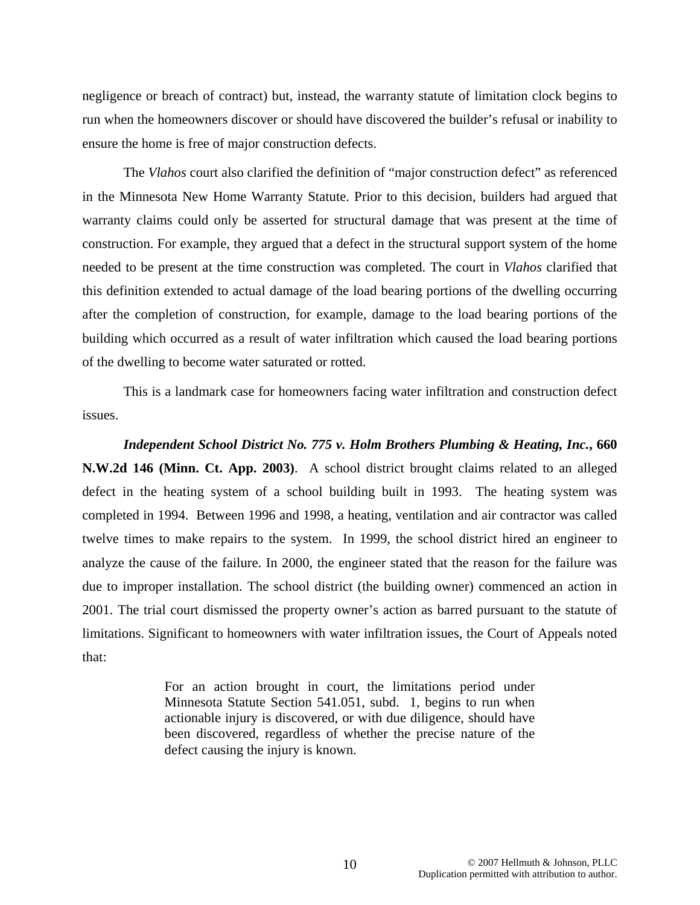negligence or breach of contract) but, instead, the warranty statute of limitation clock begins to run when the homeowners discover or should have discovered the builder's refusal or inability to ensure the home is free of major construction defects.

The *Vlahos* court also clarified the definition of "major construction defect" as referenced in the Minnesota New Home Warranty Statute. Prior to this decision, builders had argued that warranty claims could only be asserted for structural damage that was present at the time of construction. For example, they argued that a defect in the structural support system of the home needed to be present at the time construction was completed. The court in *Vlahos* clarified that this definition extended to actual damage of the load bearing portions of the dwelling occurring after the completion of construction, for example, damage to the load bearing portions of the building which occurred as a result of water infiltration which caused the load bearing portions of the dwelling to become water saturated or rotted.

This is a landmark case for homeowners facing water infiltration and construction defect issues.

***Independent School District No. 775 v. Holm Brothers Plumbing & Heating, Inc.*, 660 N.W.2d 146 (Minn. Ct. App. 2003)**. A school district brought claims related to an alleged defect in the heating system of a school building built in 1993. The heating system was completed in 1994. Between 1996 and 1998, a heating, ventilation and air contractor was called twelve times to make repairs to the system. In 1999, the school district hired an engineer to analyze the cause of the failure. In 2000, the engineer stated that the reason for the failure was due to improper installation. The school district (the building owner) commenced an action in 2001. The trial court dismissed the property owner's action as barred pursuant to the statute of limitations. Significant to homeowners with water infiltration issues, the Court of Appeals noted that:

> For an action brought in court, the limitations period under Minnesota Statute Section 541.051, subd. 1, begins to run when actionable injury is discovered, or with due diligence, should have been discovered, regardless of whether the precise nature of the defect causing the injury is known.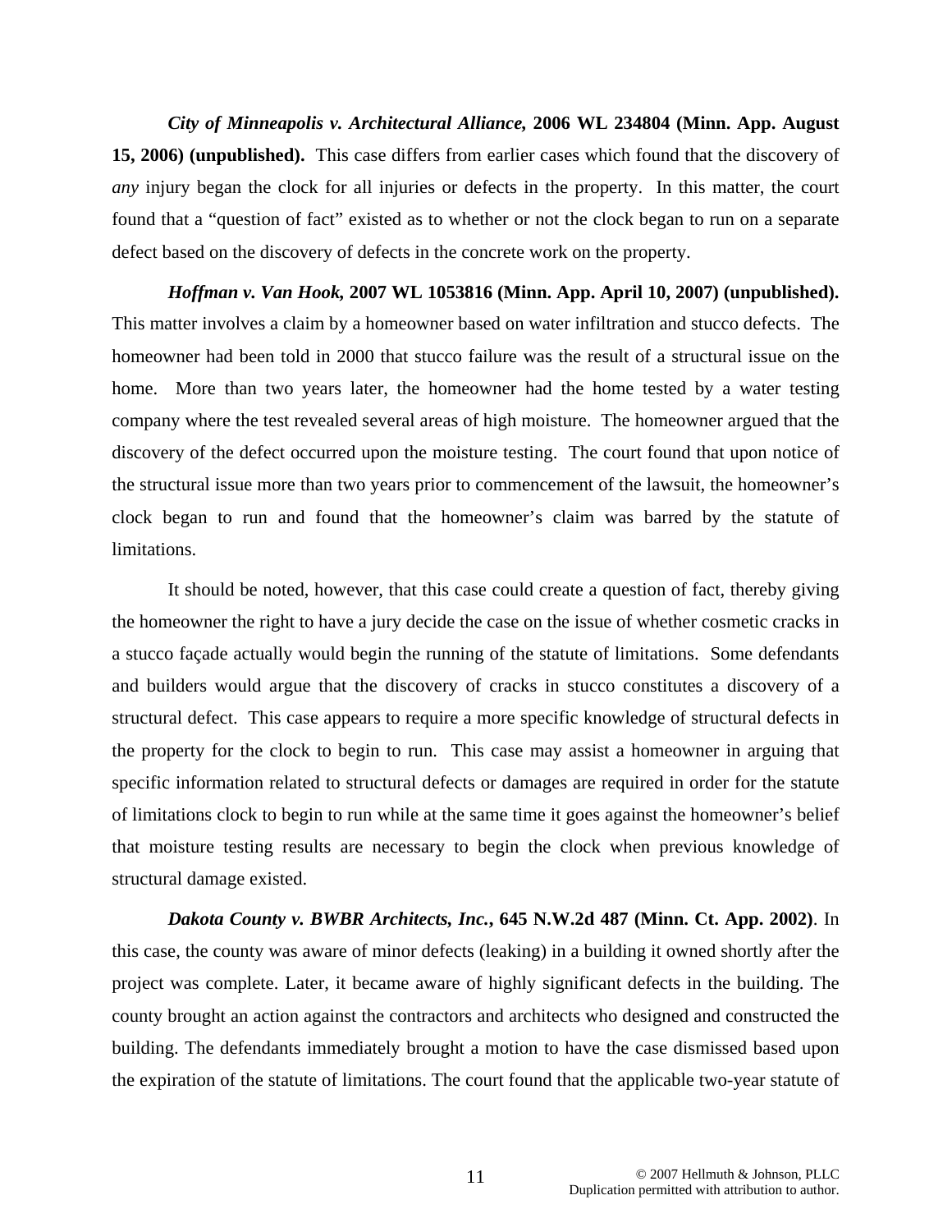***City of Minneapolis v. Architectural Alliance*, 2006 WL 234804 (Minn. App. August 15, 2006) (unpublished).** This case differs from earlier cases which found that the discovery of *any* injury began the clock for all injuries or defects in the property. In this matter, the court found that a "question of fact" existed as to whether or not the clock began to run on a separate defect based on the discovery of defects in the concrete work on the property.

***Hoffman v. Van Hook*, 2007 WL 1053816 (Minn. App. April 10, 2007) (unpublished).** This matter involves a claim by a homeowner based on water infiltration and stucco defects. The homeowner had been told in 2000 that stucco failure was the result of a structural issue on the home. More than two years later, the homeowner had the home tested by a water testing company where the test revealed several areas of high moisture. The homeowner argued that the discovery of the defect occurred upon the moisture testing. The court found that upon notice of the structural issue more than two years prior to commencement of the lawsuit, the homeowner's clock began to run and found that the homeowner's claim was barred by the statute of limitations.

It should be noted, however, that this case could create a question of fact, thereby giving the homeowner the right to have a jury decide the case on the issue of whether cosmetic cracks in a stucco façade actually would begin the running of the statute of limitations. Some defendants and builders would argue that the discovery of cracks in stucco constitutes a discovery of a structural defect. This case appears to require a more specific knowledge of structural defects in the property for the clock to begin to run. This case may assist a homeowner in arguing that specific information related to structural defects or damages are required in order for the statute of limitations clock to begin to run while at the same time it goes against the homeowner's belief that moisture testing results are necessary to begin the clock when previous knowledge of structural damage existed.

***Dakota County v. BWBR Architects, Inc.*, 645 N.W.2d 487 (Minn. Ct. App. 2002)**. In this case, the county was aware of minor defects (leaking) in a building it owned shortly after the project was complete. Later, it became aware of highly significant defects in the building. The county brought an action against the contractors and architects who designed and constructed the building. The defendants immediately brought a motion to have the case dismissed based upon the expiration of the statute of limitations. The court found that the applicable two-year statute of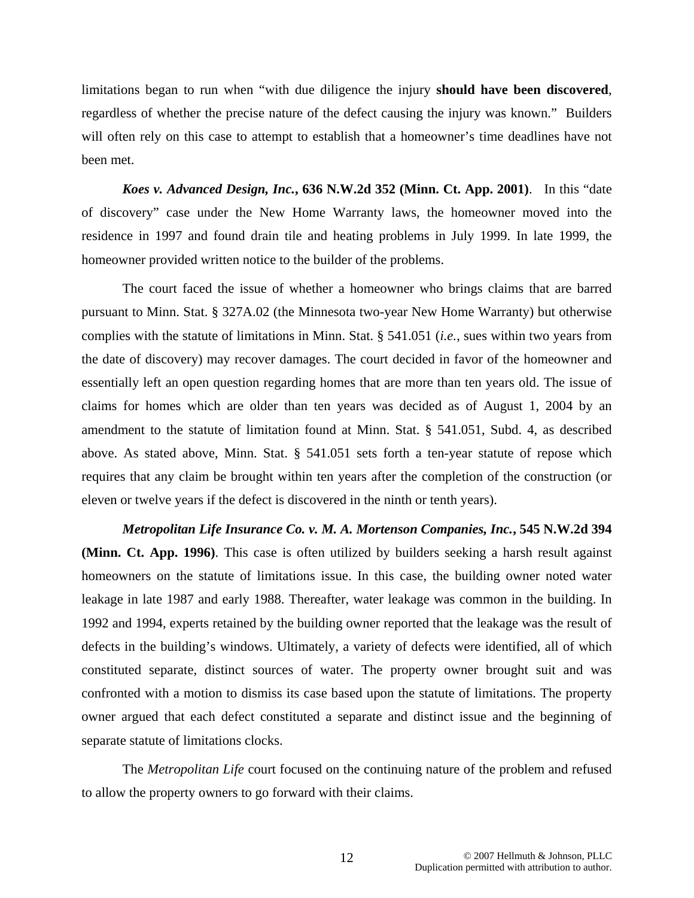limitations began to run when "with due diligence the injury **should have been discovered**, regardless of whether the precise nature of the defect causing the injury was known." Builders will often rely on this case to attempt to establish that a homeowner's time deadlines have not been met.

***Koes v. Advanced Design, Inc.*, 636 N.W.2d 352 (Minn. Ct. App. 2001)**. In this "date of discovery" case under the New Home Warranty laws, the homeowner moved into the residence in 1997 and found drain tile and heating problems in July 1999. In late 1999, the homeowner provided written notice to the builder of the problems.

The court faced the issue of whether a homeowner who brings claims that are barred pursuant to Minn. Stat. § 327A.02 (the Minnesota two-year New Home Warranty) but otherwise complies with the statute of limitations in Minn. Stat. § 541.051 (*i.e.*, sues within two years from the date of discovery) may recover damages. The court decided in favor of the homeowner and essentially left an open question regarding homes that are more than ten years old. The issue of claims for homes which are older than ten years was decided as of August 1, 2004 by an amendment to the statute of limitation found at Minn. Stat. § 541.051, Subd. 4, as described above. As stated above, Minn. Stat. § 541.051 sets forth a ten-year statute of repose which requires that any claim be brought within ten years after the completion of the construction (or eleven or twelve years if the defect is discovered in the ninth or tenth years).

***Metropolitan Life Insurance Co. v. M. A. Mortenson Companies, Inc.*, 545 N.W.2d 394 (Minn. Ct. App. 1996)**. This case is often utilized by builders seeking a harsh result against homeowners on the statute of limitations issue. In this case, the building owner noted water leakage in late 1987 and early 1988. Thereafter, water leakage was common in the building. In 1992 and 1994, experts retained by the building owner reported that the leakage was the result of defects in the building's windows. Ultimately, a variety of defects were identified, all of which constituted separate, distinct sources of water. The property owner brought suit and was confronted with a motion to dismiss its case based upon the statute of limitations. The property owner argued that each defect constituted a separate and distinct issue and the beginning of separate statute of limitations clocks.

The *Metropolitan Life* court focused on the continuing nature of the problem and refused to allow the property owners to go forward with their claims.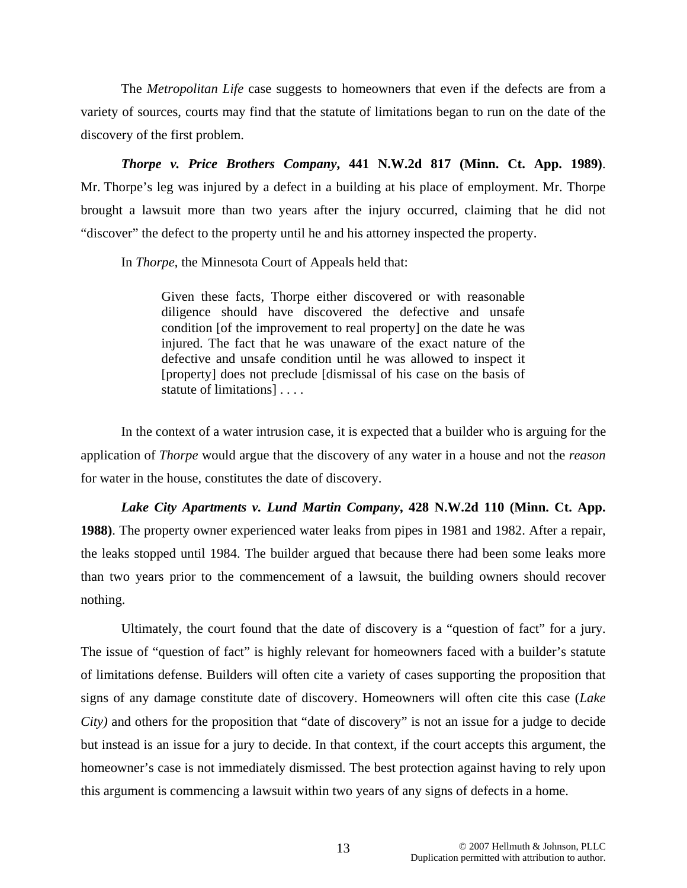The *Metropolitan Life* case suggests to homeowners that even if the defects are from a variety of sources, courts may find that the statute of limitations began to run on the date of the discovery of the first problem.

***Thorpe v. Price Brothers Company*, 441 N.W.2d 817 (Minn. Ct. App. 1989)**. Mr. Thorpe's leg was injured by a defect in a building at his place of employment. Mr. Thorpe brought a lawsuit more than two years after the injury occurred, claiming that he did not "discover" the defect to the property until he and his attorney inspected the property.

In *Thorpe*, the Minnesota Court of Appeals held that:

> Given these facts, Thorpe either discovered or with reasonable diligence should have discovered the defective and unsafe condition [of the improvement to real property] on the date he was injured. The fact that he was unaware of the exact nature of the defective and unsafe condition until he was allowed to inspect it [property] does not preclude [dismissal of his case on the basis of statute of limitations] . . . .

In the context of a water intrusion case, it is expected that a builder who is arguing for the application of *Thorpe* would argue that the discovery of any water in a house and not the *reason* for water in the house, constitutes the date of discovery.

***Lake City Apartments v. Lund Martin Company*, 428 N.W.2d 110 (Minn. Ct. App. 1988)**. The property owner experienced water leaks from pipes in 1981 and 1982. After a repair, the leaks stopped until 1984. The builder argued that because there had been some leaks more than two years prior to the commencement of a lawsuit, the building owners should recover nothing.

Ultimately, the court found that the date of discovery is a "question of fact" for a jury. The issue of "question of fact" is highly relevant for homeowners faced with a builder's statute of limitations defense. Builders will often cite a variety of cases supporting the proposition that signs of any damage constitute date of discovery. Homeowners will often cite this case (*Lake City)* and others for the proposition that "date of discovery" is not an issue for a judge to decide but instead is an issue for a jury to decide. In that context, if the court accepts this argument, the homeowner's case is not immediately dismissed. The best protection against having to rely upon this argument is commencing a lawsuit within two years of any signs of defects in a home.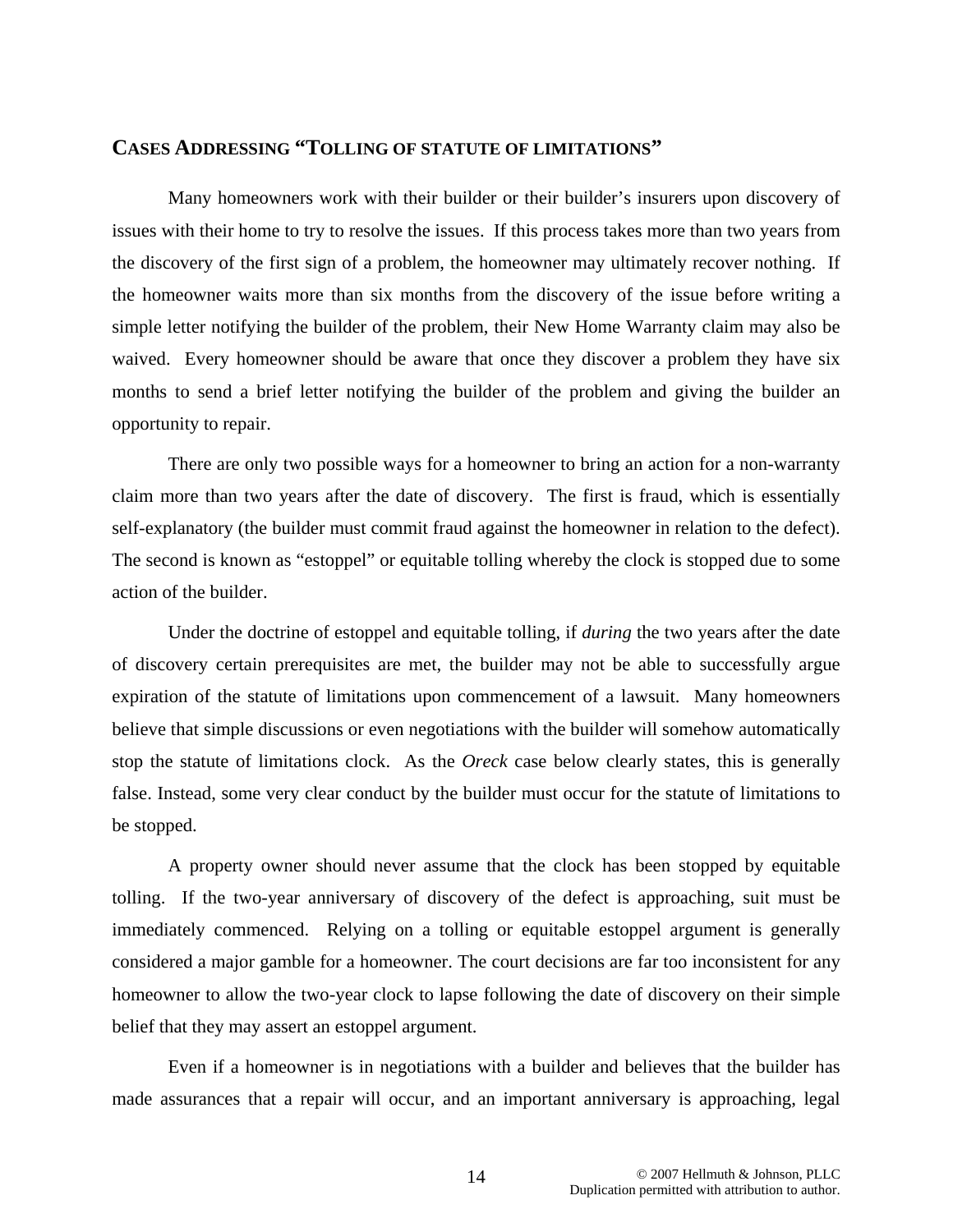## CASES ADDRESSING "TOLLING OF STATUTE OF LIMITATIONS"

Many homeowners work with their builder or their builder's insurers upon discovery of issues with their home to try to resolve the issues. If this process takes more than two years from the discovery of the first sign of a problem, the homeowner may ultimately recover nothing. If the homeowner waits more than six months from the discovery of the issue before writing a simple letter notifying the builder of the problem, their New Home Warranty claim may also be waived. Every homeowner should be aware that once they discover a problem they have six months to send a brief letter notifying the builder of the problem and giving the builder an opportunity to repair.

There are only two possible ways for a homeowner to bring an action for a non-warranty claim more than two years after the date of discovery. The first is fraud, which is essentially self-explanatory (the builder must commit fraud against the homeowner in relation to the defect). The second is known as "estoppel" or equitable tolling whereby the clock is stopped due to some action of the builder.

Under the doctrine of estoppel and equitable tolling, if *during* the two years after the date of discovery certain prerequisites are met, the builder may not be able to successfully argue expiration of the statute of limitations upon commencement of a lawsuit. Many homeowners believe that simple discussions or even negotiations with the builder will somehow automatically stop the statute of limitations clock. As the *Oreck* case below clearly states, this is generally false. Instead, some very clear conduct by the builder must occur for the statute of limitations to be stopped.

A property owner should never assume that the clock has been stopped by equitable tolling. If the two-year anniversary of discovery of the defect is approaching, suit must be immediately commenced. Relying on a tolling or equitable estoppel argument is generally considered a major gamble for a homeowner. The court decisions are far too inconsistent for any homeowner to allow the two-year clock to lapse following the date of discovery on their simple belief that they may assert an estoppel argument.

Even if a homeowner is in negotiations with a builder and believes that the builder has made assurances that a repair will occur, and an important anniversary is approaching, legal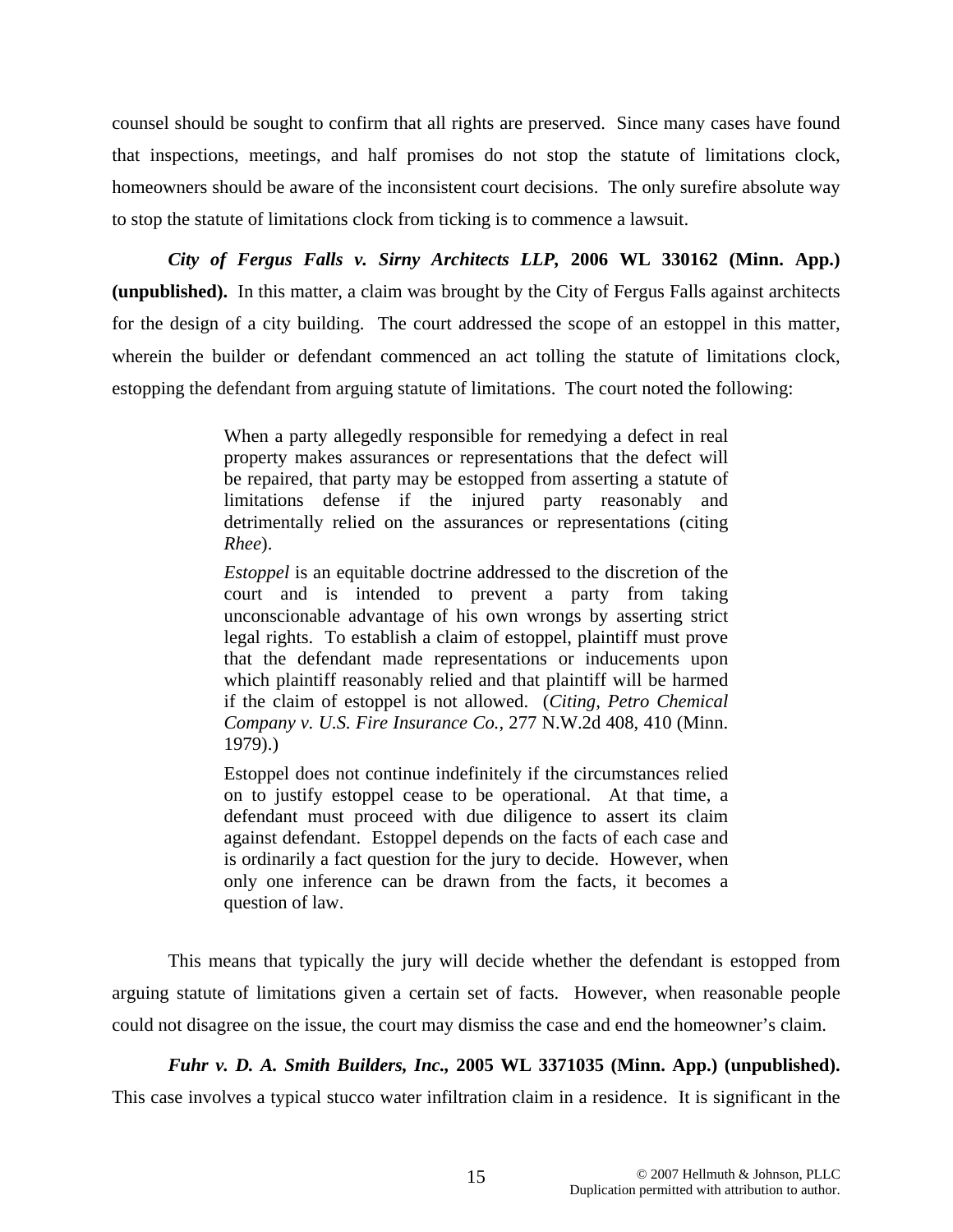counsel should be sought to confirm that all rights are preserved. Since many cases have found that inspections, meetings, and half promises do not stop the statute of limitations clock, homeowners should be aware of the inconsistent court decisions. The only surefire absolute way to stop the statute of limitations clock from ticking is to commence a lawsuit.

***City of Fergus Falls v. Sirny Architects LLP*, 2006 WL 330162 (Minn. App.) (unpublished).** In this matter, a claim was brought by the City of Fergus Falls against architects for the design of a city building. The court addressed the scope of an estoppel in this matter, wherein the builder or defendant commenced an act tolling the statute of limitations clock, estopping the defendant from arguing statute of limitations. The court noted the following:

> When a party allegedly responsible for remedying a defect in real property makes assurances or representations that the defect will be repaired, that party may be estopped from asserting a statute of limitations defense if the injured party reasonably and detrimentally relied on the assurances or representations (citing *Rhee*).
>
> *Estoppel* is an equitable doctrine addressed to the discretion of the court and is intended to prevent a party from taking unconscionable advantage of his own wrongs by asserting strict legal rights. To establish a claim of estoppel, plaintiff must prove that the defendant made representations or inducements upon which plaintiff reasonably relied and that plaintiff will be harmed if the claim of estoppel is not allowed. (*Citing, Petro Chemical Company v. U.S. Fire Insurance Co.,* 277 N.W.2d 408, 410 (Minn. 1979).)
>
> Estoppel does not continue indefinitely if the circumstances relied on to justify estoppel cease to be operational. At that time, a defendant must proceed with due diligence to assert its claim against defendant. Estoppel depends on the facts of each case and is ordinarily a fact question for the jury to decide. However, when only one inference can be drawn from the facts, it becomes a question of law.

This means that typically the jury will decide whether the defendant is estopped from arguing statute of limitations given a certain set of facts. However, when reasonable people could not disagree on the issue, the court may dismiss the case and end the homeowner's claim.

***Fuhr v. D. A. Smith Builders, Inc.*, 2005 WL 3371035 (Minn. App.) (unpublished).** This case involves a typical stucco water infiltration claim in a residence. It is significant in the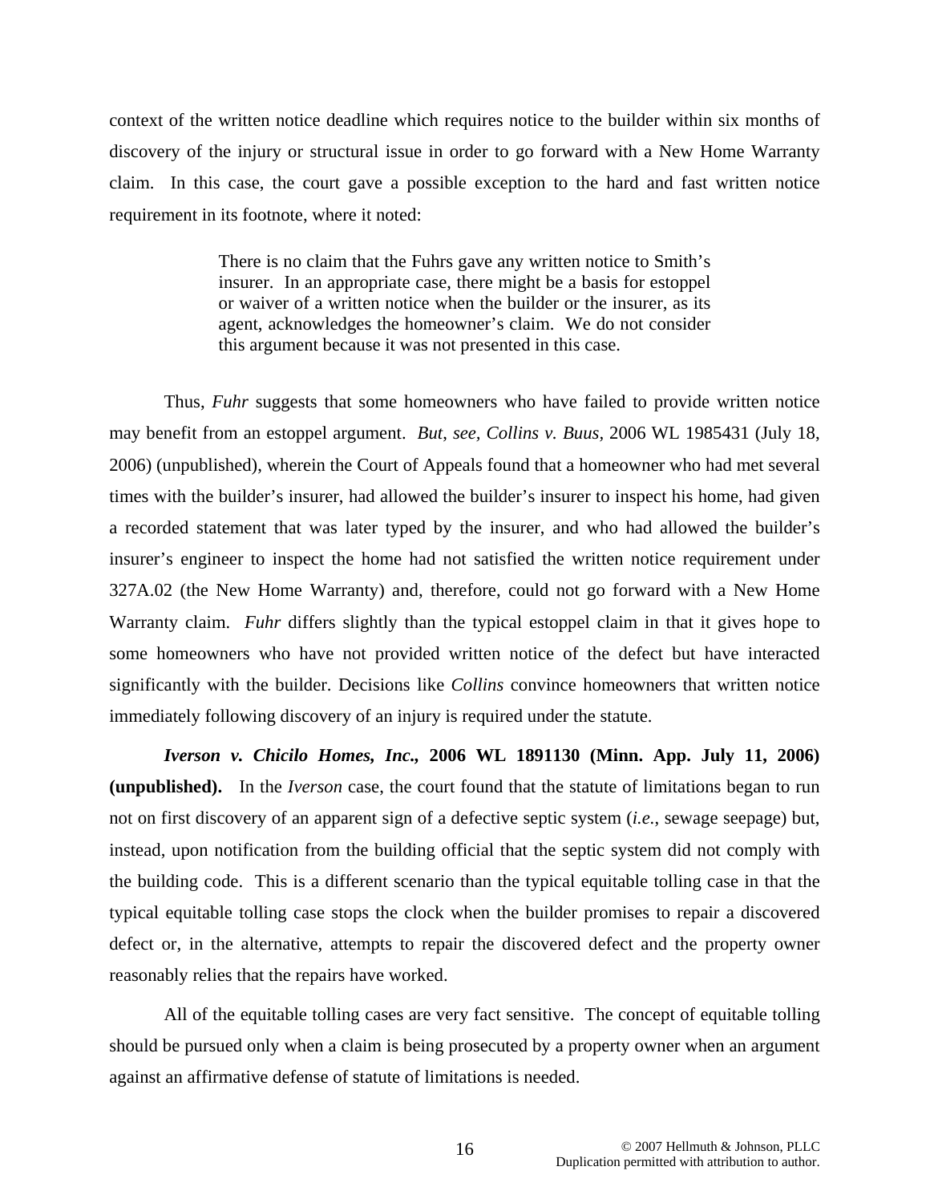context of the written notice deadline which requires notice to the builder within six months of discovery of the injury or structural issue in order to go forward with a New Home Warranty claim. In this case, the court gave a possible exception to the hard and fast written notice requirement in its footnote, where it noted:

> There is no claim that the Fuhrs gave any written notice to Smith's insurer. In an appropriate case, there might be a basis for estoppel or waiver of a written notice when the builder or the insurer, as its agent, acknowledges the homeowner's claim. We do not consider this argument because it was not presented in this case.

Thus, *Fuhr* suggests that some homeowners who have failed to provide written notice may benefit from an estoppel argument. *But, see, Collins v. Buus,* 2006 WL 1985431 (July 18, 2006) (unpublished), wherein the Court of Appeals found that a homeowner who had met several times with the builder's insurer, had allowed the builder's insurer to inspect his home, had given a recorded statement that was later typed by the insurer, and who had allowed the builder's insurer's engineer to inspect the home had not satisfied the written notice requirement under 327A.02 (the New Home Warranty) and, therefore, could not go forward with a New Home Warranty claim. *Fuhr* differs slightly than the typical estoppel claim in that it gives hope to some homeowners who have not provided written notice of the defect but have interacted significantly with the builder. Decisions like *Collins* convince homeowners that written notice immediately following discovery of an injury is required under the statute.

***Iverson v. Chicilo Homes, Inc.*, 2006 WL 1891130 (Minn. App. July 11, 2006) (unpublished).** In the *Iverson* case, the court found that the statute of limitations began to run not on first discovery of an apparent sign of a defective septic system (*i.e.*, sewage seepage) but, instead, upon notification from the building official that the septic system did not comply with the building code. This is a different scenario than the typical equitable tolling case in that the typical equitable tolling case stops the clock when the builder promises to repair a discovered defect or, in the alternative, attempts to repair the discovered defect and the property owner reasonably relies that the repairs have worked.

All of the equitable tolling cases are very fact sensitive. The concept of equitable tolling should be pursued only when a claim is being prosecuted by a property owner when an argument against an affirmative defense of statute of limitations is needed.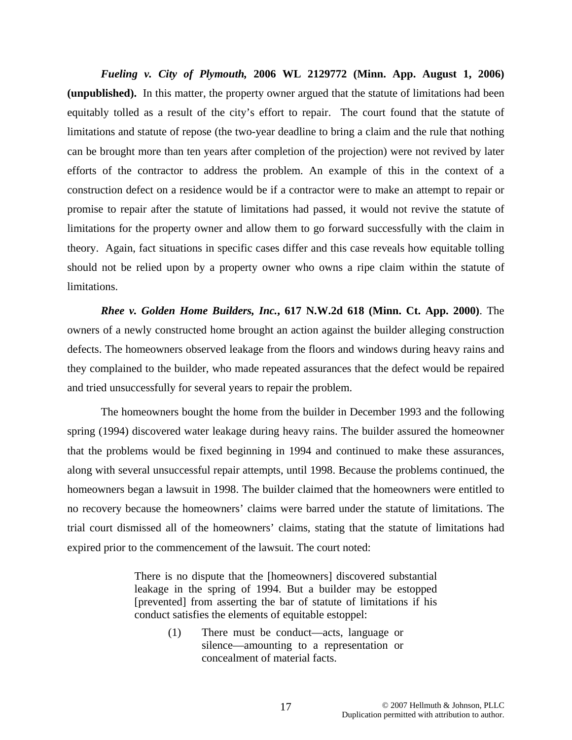***Fueling v. City of Plymouth*, 2006 WL 2129772 (Minn. App. August 1, 2006) (unpublished).** In this matter, the property owner argued that the statute of limitations had been equitably tolled as a result of the city's effort to repair. The court found that the statute of limitations and statute of repose (the two-year deadline to bring a claim and the rule that nothing can be brought more than ten years after completion of the projection) were not revived by later efforts of the contractor to address the problem. An example of this in the context of a construction defect on a residence would be if a contractor were to make an attempt to repair or promise to repair after the statute of limitations had passed, it would not revive the statute of limitations for the property owner and allow them to go forward successfully with the claim in theory. Again, fact situations in specific cases differ and this case reveals how equitable tolling should not be relied upon by a property owner who owns a ripe claim within the statute of limitations.

***Rhee v. Golden Home Builders, Inc.*, 617 N.W.2d 618 (Minn. Ct. App. 2000)**. The owners of a newly constructed home brought an action against the builder alleging construction defects. The homeowners observed leakage from the floors and windows during heavy rains and they complained to the builder, who made repeated assurances that the defect would be repaired and tried unsuccessfully for several years to repair the problem.

The homeowners bought the home from the builder in December 1993 and the following spring (1994) discovered water leakage during heavy rains. The builder assured the homeowner that the problems would be fixed beginning in 1994 and continued to make these assurances, along with several unsuccessful repair attempts, until 1998. Because the problems continued, the homeowners began a lawsuit in 1998. The builder claimed that the homeowners were entitled to no recovery because the homeowners' claims were barred under the statute of limitations. The trial court dismissed all of the homeowners' claims, stating that the statute of limitations had expired prior to the commencement of the lawsuit. The court noted:

> There is no dispute that the [homeowners] discovered substantial leakage in the spring of 1994. But a builder may be estopped [prevented] from asserting the bar of statute of limitations if his conduct satisfies the elements of equitable estoppel:
>
> (1) There must be conduct—acts, language or silence—amounting to a representation or concealment of material facts.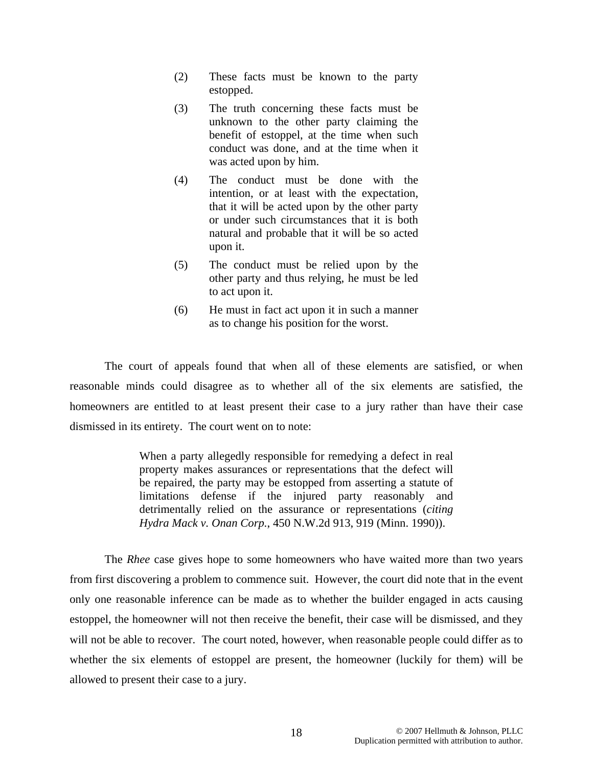> (2) These facts must be known to the party estopped.
>
> (3) The truth concerning these facts must be unknown to the other party claiming the benefit of estoppel, at the time when such conduct was done, and at the time when it was acted upon by him.
>
> (4) The conduct must be done with the intention, or at least with the expectation, that it will be acted upon by the other party or under such circumstances that it is both natural and probable that it will be so acted upon it.
>
> (5) The conduct must be relied upon by the other party and thus relying, he must be led to act upon it.
>
> (6) He must in fact act upon it in such a manner as to change his position for the worst.

The court of appeals found that when all of these elements are satisfied, or when reasonable minds could disagree as to whether all of the six elements are satisfied, the homeowners are entitled to at least present their case to a jury rather than have their case dismissed in its entirety. The court went on to note:

> When a party allegedly responsible for remedying a defect in real property makes assurances or representations that the defect will be repaired, the party may be estopped from asserting a statute of limitations defense if the injured party reasonably and detrimentally relied on the assurance or representations (*citing Hydra Mack v. Onan Corp.*, 450 N.W.2d 913, 919 (Minn. 1990)).

The *Rhee* case gives hope to some homeowners who have waited more than two years from first discovering a problem to commence suit. However, the court did note that in the event only one reasonable inference can be made as to whether the builder engaged in acts causing estoppel, the homeowner will not then receive the benefit, their case will be dismissed, and they will not be able to recover. The court noted, however, when reasonable people could differ as to whether the six elements of estoppel are present, the homeowner (luckily for them) will be allowed to present their case to a jury.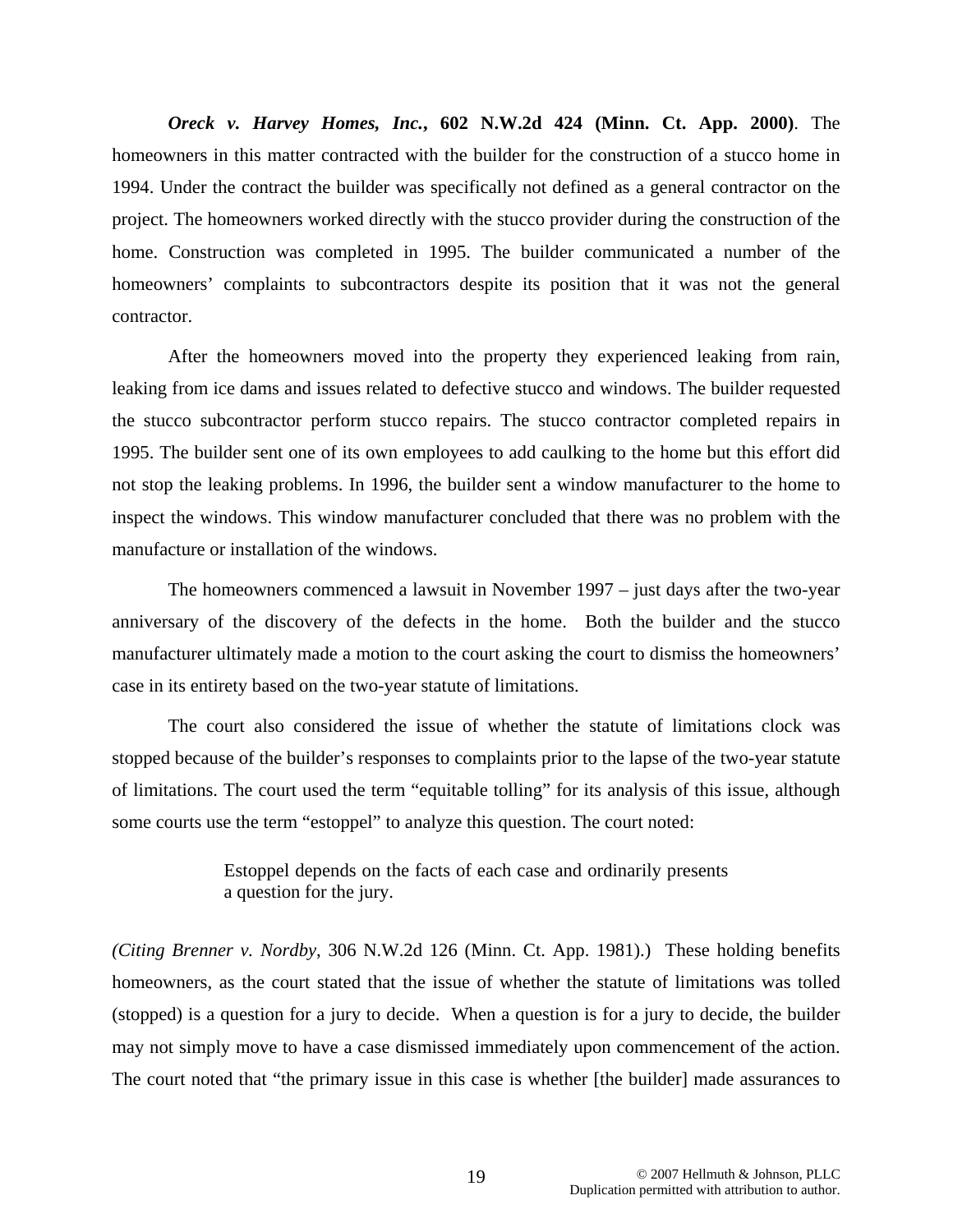***Oreck v. Harvey Homes, Inc.*, 602 N.W.2d 424 (Minn. Ct. App. 2000)**. The homeowners in this matter contracted with the builder for the construction of a stucco home in 1994. Under the contract the builder was specifically not defined as a general contractor on the project. The homeowners worked directly with the stucco provider during the construction of the home. Construction was completed in 1995. The builder communicated a number of the homeowners' complaints to subcontractors despite its position that it was not the general contractor.

After the homeowners moved into the property they experienced leaking from rain, leaking from ice dams and issues related to defective stucco and windows. The builder requested the stucco subcontractor perform stucco repairs. The stucco contractor completed repairs in 1995. The builder sent one of its own employees to add caulking to the home but this effort did not stop the leaking problems. In 1996, the builder sent a window manufacturer to the home to inspect the windows. This window manufacturer concluded that there was no problem with the manufacture or installation of the windows.

The homeowners commenced a lawsuit in November 1997 – just days after the two-year anniversary of the discovery of the defects in the home. Both the builder and the stucco manufacturer ultimately made a motion to the court asking the court to dismiss the homeowners' case in its entirety based on the two-year statute of limitations.

The court also considered the issue of whether the statute of limitations clock was stopped because of the builder's responses to complaints prior to the lapse of the two-year statute of limitations. The court used the term "equitable tolling" for its analysis of this issue, although some courts use the term "estoppel" to analyze this question. The court noted:

> Estoppel depends on the facts of each case and ordinarily presents a question for the jury.

*(Citing Brenner v. Nordby*, 306 N.W.2d 126 (Minn. Ct. App. 1981).) These holding benefits homeowners, as the court stated that the issue of whether the statute of limitations was tolled (stopped) is a question for a jury to decide. When a question is for a jury to decide, the builder may not simply move to have a case dismissed immediately upon commencement of the action. The court noted that "the primary issue in this case is whether [the builder] made assurances to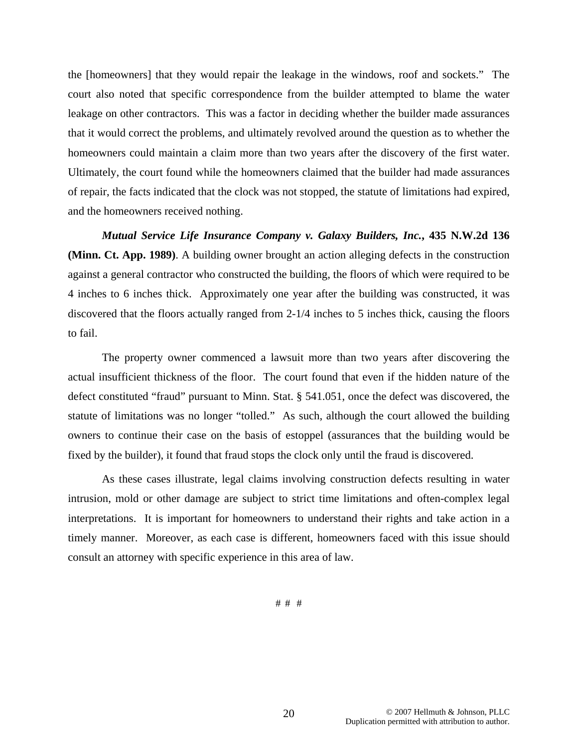the [homeowners] that they would repair the leakage in the windows, roof and sockets." The court also noted that specific correspondence from the builder attempted to blame the water leakage on other contractors. This was a factor in deciding whether the builder made assurances that it would correct the problems, and ultimately revolved around the question as to whether the homeowners could maintain a claim more than two years after the discovery of the first water. Ultimately, the court found while the homeowners claimed that the builder had made assurances of repair, the facts indicated that the clock was not stopped, the statute of limitations had expired, and the homeowners received nothing.

***Mutual Service Life Insurance Company v. Galaxy Builders, Inc.*, 435 N.W.2d 136 (Minn. Ct. App. 1989)**. A building owner brought an action alleging defects in the construction against a general contractor who constructed the building, the floors of which were required to be 4 inches to 6 inches thick. Approximately one year after the building was constructed, it was discovered that the floors actually ranged from 2-1/4 inches to 5 inches thick, causing the floors to fail.

The property owner commenced a lawsuit more than two years after discovering the actual insufficient thickness of the floor. The court found that even if the hidden nature of the defect constituted "fraud" pursuant to Minn. Stat. § 541.051, once the defect was discovered, the statute of limitations was no longer "tolled." As such, although the court allowed the building owners to continue their case on the basis of estoppel (assurances that the building would be fixed by the builder), it found that fraud stops the clock only until the fraud is discovered.

As these cases illustrate, legal claims involving construction defects resulting in water intrusion, mold or other damage are subject to strict time limitations and often-complex legal interpretations. It is important for homeowners to understand their rights and take action in a timely manner. Moreover, as each case is different, homeowners faced with this issue should consult an attorney with specific experience in this area of law.

# # #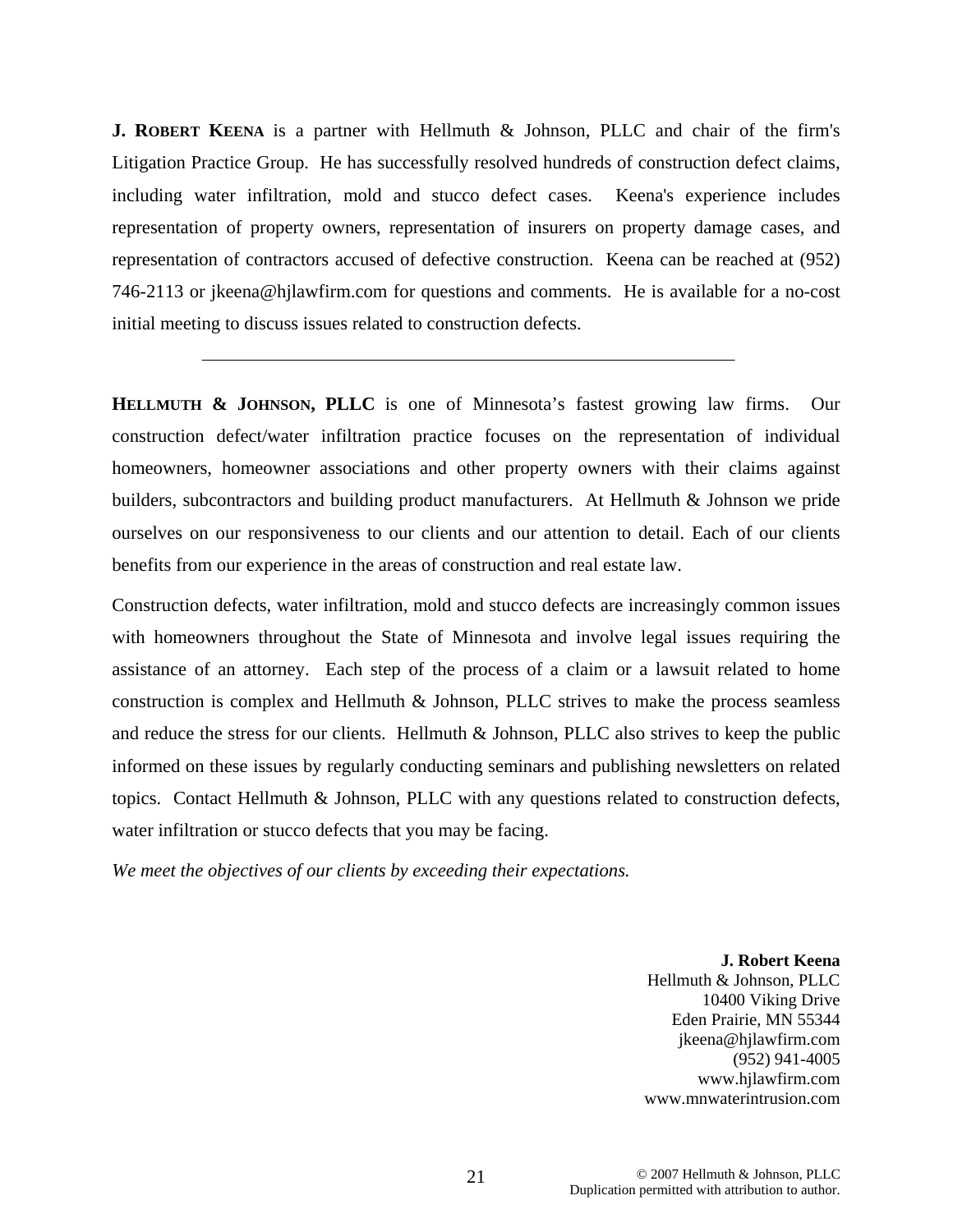**J. ROBERT KEENA** is a partner with Hellmuth & Johnson, PLLC and chair of the firm's Litigation Practice Group. He has successfully resolved hundreds of construction defect claims, including water infiltration, mold and stucco defect cases. Keena's experience includes representation of property owners, representation of insurers on property damage cases, and representation of contractors accused of defective construction. Keena can be reached at (952) 746-2113 or jkeena@hjlawfirm.com for questions and comments. He is available for a no-cost initial meeting to discuss issues related to construction defects.

---

**HELLMUTH & JOHNSON, PLLC** is one of Minnesota's fastest growing law firms. Our construction defect/water infiltration practice focuses on the representation of individual homeowners, homeowner associations and other property owners with their claims against builders, subcontractors and building product manufacturers. At Hellmuth & Johnson we pride ourselves on our responsiveness to our clients and our attention to detail. Each of our clients benefits from our experience in the areas of construction and real estate law.

Construction defects, water infiltration, mold and stucco defects are increasingly common issues with homeowners throughout the State of Minnesota and involve legal issues requiring the assistance of an attorney. Each step of the process of a claim or a lawsuit related to home construction is complex and Hellmuth & Johnson, PLLC strives to make the process seamless and reduce the stress for our clients. Hellmuth & Johnson, PLLC also strives to keep the public informed on these issues by regularly conducting seminars and publishing newsletters on related topics. Contact Hellmuth & Johnson, PLLC with any questions related to construction defects, water infiltration or stucco defects that you may be facing.

*We meet the objectives of our clients by exceeding their expectations.*

**J. Robert Keena**
Hellmuth & Johnson, PLLC
10400 Viking Drive
Eden Prairie, MN 55344
jkeena@hjlawfirm.com
(952) 941-4005
www.hjlawfirm.com
www.mnwaterintrusion.com

© 2007 Hellmuth & Johnson, PLLC
Duplication permitted with attribution to author.